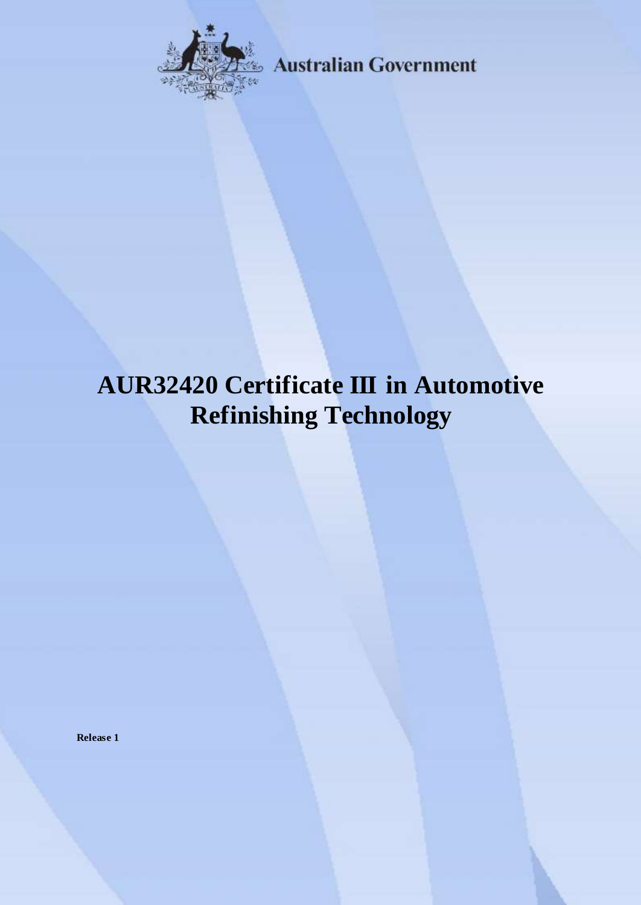Australian Government

# AUR32420 Certificate III in Automotive Refinishing Technology

**Release 1**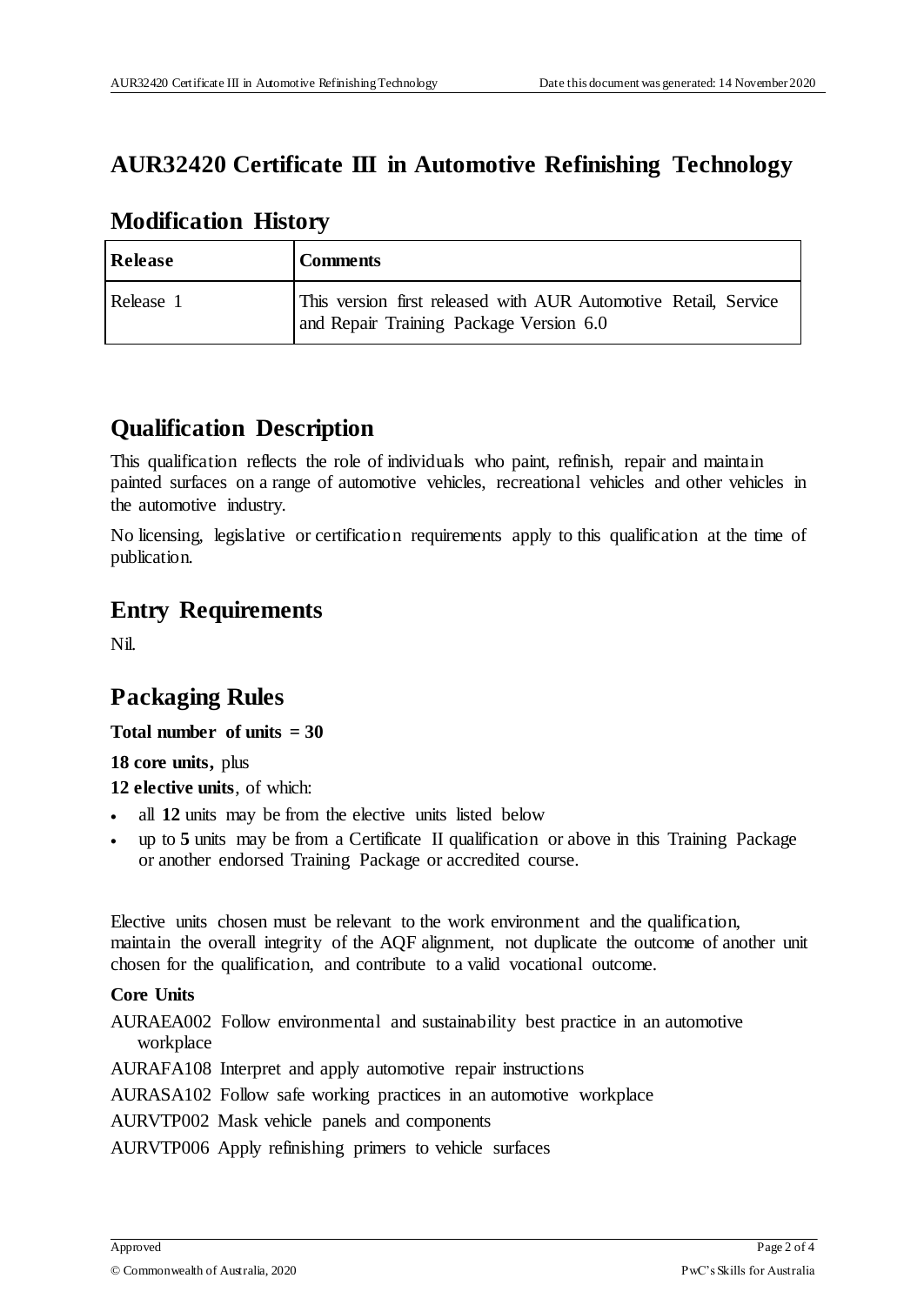# AUR32420 Certificate III in Automotive Refinishing Technology

## Modification History

| Release | Comments |
| --- | --- |
| Release 1 | This version first released with AUR Automotive Retail, Service and Repair Training Package Version 6.0 |

## Qualification Description

This qualification reflects the role of individuals who paint, refinish, repair and maintain painted surfaces on a range of automotive vehicles, recreational vehicles and other vehicles in the automotive industry.

No licensing, legislative or certification requirements apply to this qualification at the time of publication.

## Entry Requirements

Nil.

## Packaging Rules

**Total number of units = 30**

**18 core units,** plus

**12 elective units**, of which:

- all **12** units may be from the elective units listed below
- up to **5** units may be from a Certificate II qualification or above in this Training Package or another endorsed Training Package or accredited course.

Elective units chosen must be relevant to the work environment and the qualification, maintain the overall integrity of the AQF alignment, not duplicate the outcome of another unit chosen for the qualification, and contribute to a valid vocational outcome.

**Core Units**

AURAEA002 Follow environmental and sustainability best practice in an automotive workplace

AURAFA108 Interpret and apply automotive repair instructions

AURASA102 Follow safe working practices in an automotive workplace

AURVTP002 Mask vehicle panels and components

AURVTP006 Apply refinishing primers to vehicle surfaces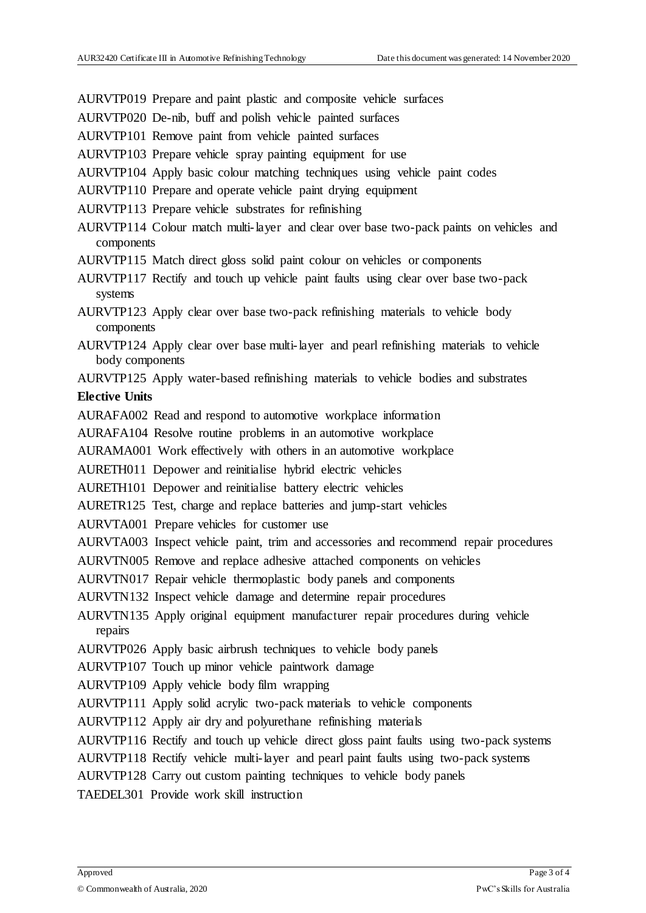AURVTP019 Prepare and paint plastic and composite vehicle surfaces

AURVTP020 De-nib, buff and polish vehicle painted surfaces

AURVTP101 Remove paint from vehicle painted surfaces

AURVTP103 Prepare vehicle spray painting equipment for use

AURVTP104 Apply basic colour matching techniques using vehicle paint codes

AURVTP110 Prepare and operate vehicle paint drying equipment

AURVTP113 Prepare vehicle substrates for refinishing

AURVTP114 Colour match multi-layer and clear over base two-pack paints on vehicles and components

AURVTP115 Match direct gloss solid paint colour on vehicles or components

AURVTP117 Rectify and touch up vehicle paint faults using clear over base two-pack systems

AURVTP123 Apply clear over base two-pack refinishing materials to vehicle body components

AURVTP124 Apply clear over base multi-layer and pearl refinishing materials to vehicle body components

AURVTP125 Apply water-based refinishing materials to vehicle bodies and substrates

**Elective Units**

AURAFA002 Read and respond to automotive workplace information

AURAFA104 Resolve routine problems in an automotive workplace

AURAMA001 Work effectively with others in an automotive workplace

AURETH011 Depower and reinitialise hybrid electric vehicles

AURETH101 Depower and reinitialise battery electric vehicles

AURETR125 Test, charge and replace batteries and jump-start vehicles

AURVTA001 Prepare vehicles for customer use

AURVTA003 Inspect vehicle paint, trim and accessories and recommend repair procedures

AURVTN005 Remove and replace adhesive attached components on vehicles

AURVTN017 Repair vehicle thermoplastic body panels and components

AURVTN132 Inspect vehicle damage and determine repair procedures

AURVTN135 Apply original equipment manufacturer repair procedures during vehicle repairs

AURVTP026 Apply basic airbrush techniques to vehicle body panels

AURVTP107 Touch up minor vehicle paintwork damage

AURVTP109 Apply vehicle body film wrapping

AURVTP111 Apply solid acrylic two-pack materials to vehicle components

AURVTP112 Apply air dry and polyurethane refinishing materials

AURVTP116 Rectify and touch up vehicle direct gloss paint faults using two-pack systems

AURVTP118 Rectify vehicle multi-layer and pearl paint faults using two-pack systems

AURVTP128 Carry out custom painting techniques to vehicle body panels

TAEDEL301 Provide work skill instruction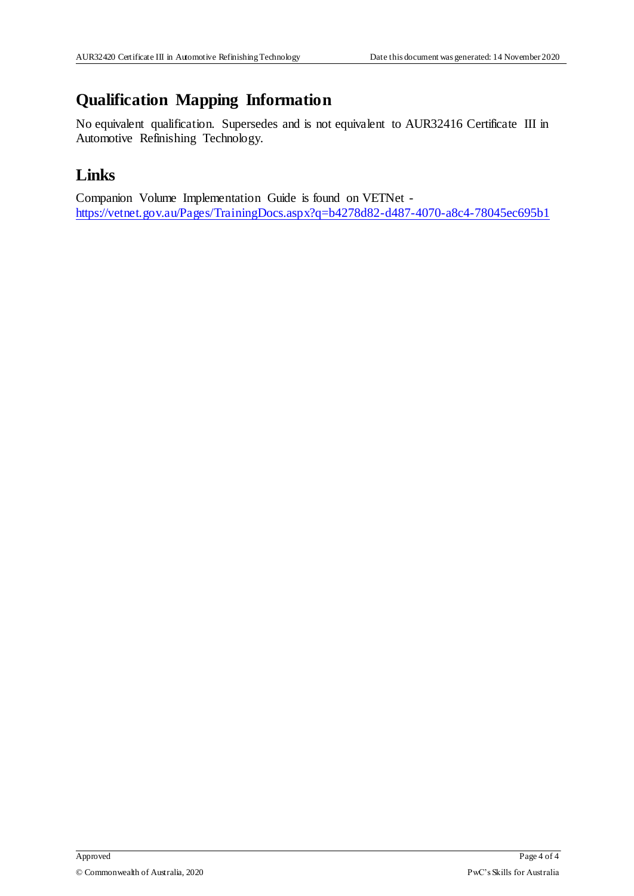## Qualification Mapping Information

No equivalent qualification. Supersedes and is not equivalent to AUR32416 Certificate III in Automotive Refinishing Technology.

## Links

Companion Volume Implementation Guide is found on VETNet - https://vetnet.gov.au/Pages/TrainingDocs.aspx?q=b4278d82-d487-4070-a8c4-78045ec695b1